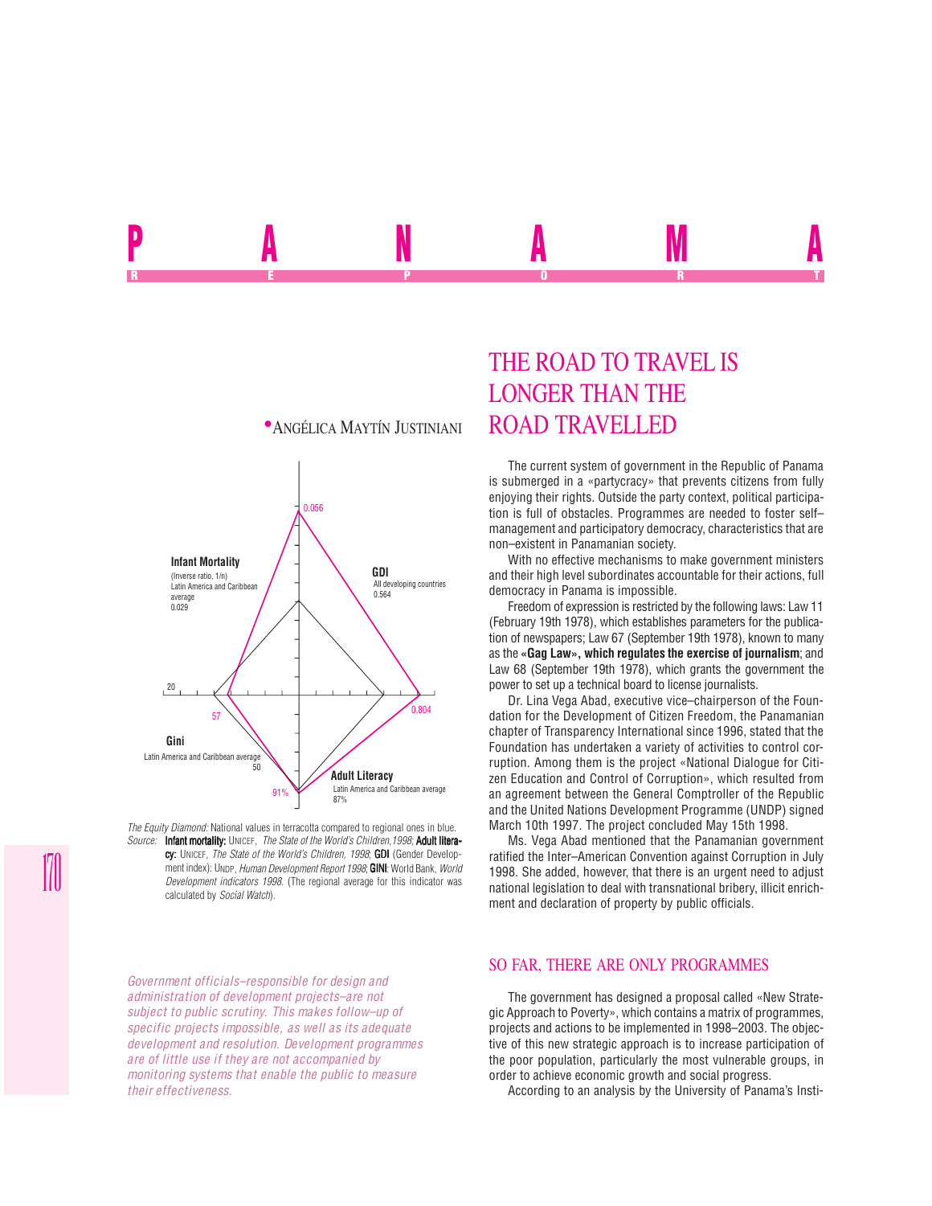# THE ROAD TO TRAVEL IS LONGER THAN THE ROAD TRAVELLED

• ANGÉLICA MAYTÍN JUSTINIANI

Infant Mortality (Inverse ratio, 1/n) Latin America and Caribbean average 0.029 — 0.056

GDI All developing countries 0.564 — 0.804

Gini Latin America and Caribbean average 50 — 57

Adult Literacy Latin America and Caribbean average 87% — 91%

*The Equity Diamond:* National values in terracotta compared to regional ones in blue.
*Source:* **Infant mortality:** UNICEF, *The State of the World's Children,1998*; **Adult literacy:** UNICEF, *The State of the World's Children, 1998*; **GDI** (Gender Development index): UNDP, *Human Development Report 1998*; **GINI**: World Bank, *World Development indicators 1998*. (The regional average for this indicator was calculated by *Social Watch*).

The current system of government in the Republic of Panama is submerged in a «partycracy» that prevents citizens from fully enjoying their rights. Outside the party context, political participation is full of obstacles. Programmes are needed to foster self–management and participatory democracy, characteristics that are non–existent in Panamanian society.

With no effective mechanisms to make government ministers and their high level subordinates accountable for their actions, full democracy in Panama is impossible.

Freedom of expression is restricted by the following laws: Law 11 (February 19th 1978), which establishes parameters for the publication of newspapers; Law 67 (September 19th 1978), known to many as the **«Gag Law», which regulates the exercise of journalism**; and Law 68 (September 19th 1978), which grants the government the power to set up a technical board to license journalists.

Dr. Lina Vega Abad, executive vice–chairperson of the Foundation for the Development of Citizen Freedom, the Panamanian chapter of Transparency International since 1996, stated that the Foundation has undertaken a variety of activities to control corruption. Among them is the project «National Dialogue for Citizen Education and Control of Corruption», which resulted from an agreement between the General Comptroller of the Republic and the United Nations Development Programme (UNDP) signed March 10th 1997. The project concluded May 15th 1998.

Ms. Vega Abad mentioned that the Panamanian government ratified the Inter–American Convention against Corruption in July 1998. She added, however, that there is an urgent need to adjust national legislation to deal with transnational bribery, illicit enrichment and declaration of property by public officials.

*Government officials–responsible for design and administration of development projects–are not subject to public scrutiny. This makes follow–up of specific projects impossible, as well as its adequate development and resolution. Development programmes are of little use if they are not accompanied by monitoring systems that enable the public to measure their effectiveness.*

## SO FAR, THERE ARE ONLY PROGRAMMES

The government has designed a proposal called «New Strategic Approach to Poverty», which contains a matrix of programmes, projects and actions to be implemented in 1998–2003. The objective of this new strategic approach is to increase participation of the poor population, particularly the most vulnerable groups, in order to achieve economic growth and social progress.

According to an analysis by the University of Panama's Insti-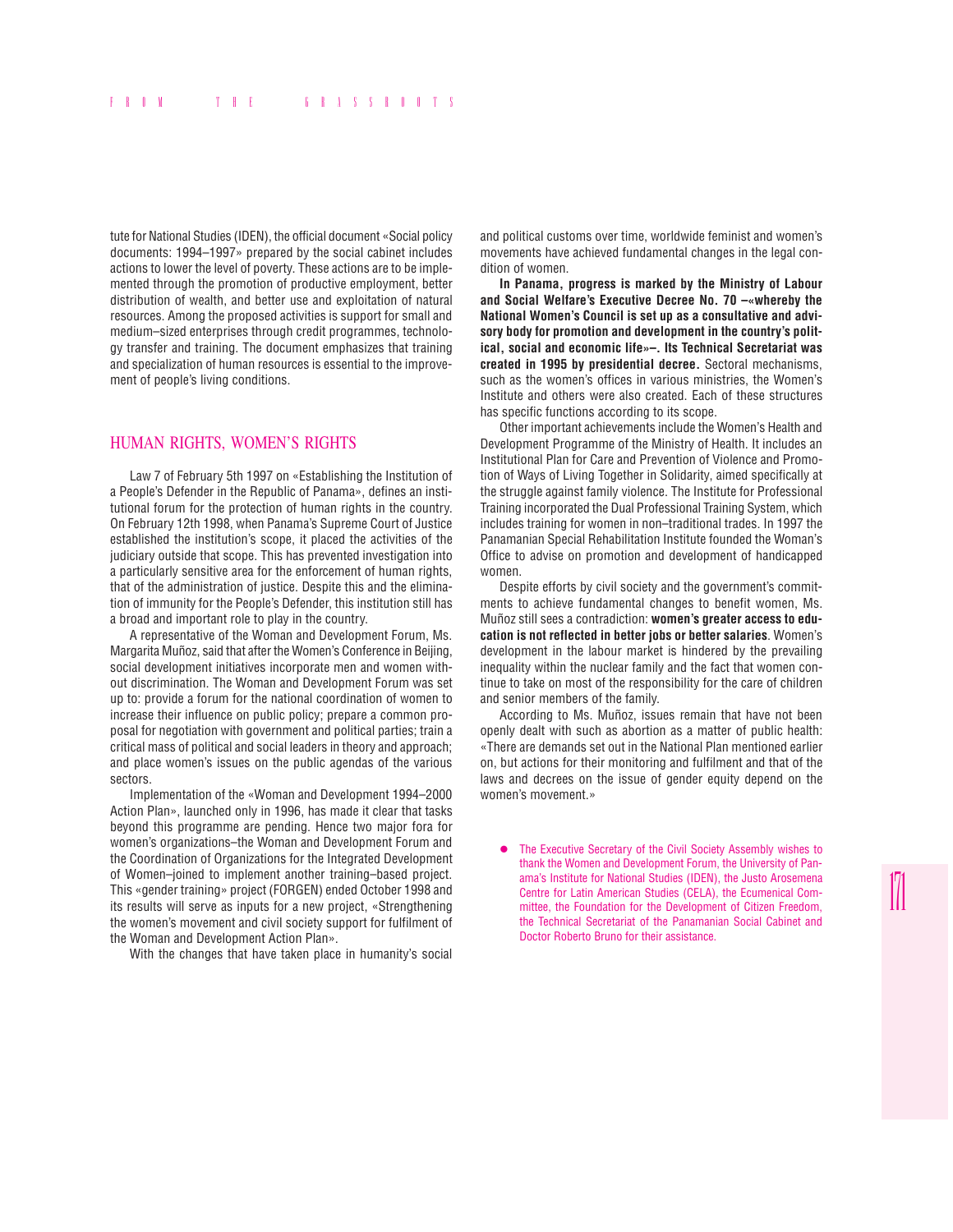tute for National Studies (IDEN), the official document «Social policy documents: 1994–1997» prepared by the social cabinet includes actions to lower the level of poverty. These actions are to be implemented through the promotion of productive employment, better distribution of wealth, and better use and exploitation of natural resources. Among the proposed activities is support for small and medium–sized enterprises through credit programmes, technology transfer and training. The document emphasizes that training and specialization of human resources is essential to the improvement of people's living conditions.

## HUMAN RIGHTS, WOMEN'S RIGHTS

Law 7 of February 5th 1997 on «Establishing the Institution of a People's Defender in the Republic of Panama», defines an institutional forum for the protection of human rights in the country. On February 12th 1998, when Panama's Supreme Court of Justice established the institution's scope, it placed the activities of the judiciary outside that scope. This has prevented investigation into a particularly sensitive area for the enforcement of human rights, that of the administration of justice. Despite this and the elimination of immunity for the People's Defender, this institution still has a broad and important role to play in the country.

A representative of the Woman and Development Forum, Ms. Margarita Muñoz, said that after the Women's Conference in Beijing, social development initiatives incorporate men and women without discrimination. The Woman and Development Forum was set up to: provide a forum for the national coordination of women to increase their influence on public policy; prepare a common proposal for negotiation with government and political parties; train a critical mass of political and social leaders in theory and approach; and place women's issues on the public agendas of the various sectors.

Implementation of the «Woman and Development 1994–2000 Action Plan», launched only in 1996, has made it clear that tasks beyond this programme are pending. Hence two major fora for women's organizations–the Woman and Development Forum and the Coordination of Organizations for the Integrated Development of Women–joined to implement another training–based project. This «gender training» project (FORGEN) ended October 1998 and its results will serve as inputs for a new project, «Strengthening the women's movement and civil society support for fulfilment of the Woman and Development Action Plan».

With the changes that have taken place in humanity's social and political customs over time, worldwide feminist and women's movements have achieved fundamental changes in the legal condition of women.

**In Panama, progress is marked by the Ministry of Labour and Social Welfare's Executive Decree No. 70 –«whereby the National Women's Council is set up as a consultative and advisory body for promotion and development in the country's political, social and economic life»–. Its Technical Secretariat was created in 1995 by presidential decree.** Sectoral mechanisms, such as the women's offices in various ministries, the Women's Institute and others were also created. Each of these structures has specific functions according to its scope.

Other important achievements include the Women's Health and Development Programme of the Ministry of Health. It includes an Institutional Plan for Care and Prevention of Violence and Promotion of Ways of Living Together in Solidarity, aimed specifically at the struggle against family violence. The Institute for Professional Training incorporated the Dual Professional Training System, which includes training for women in non–traditional trades. In 1997 the Panamanian Special Rehabilitation Institute founded the Woman's Office to advise on promotion and development of handicapped women.

Despite efforts by civil society and the government's commitments to achieve fundamental changes to benefit women, Ms. Muñoz still sees a contradiction: **women's greater access to education is not reflected in better jobs or better salaries**. Women's development in the labour market is hindered by the prevailing inequality within the nuclear family and the fact that women continue to take on most of the responsibility for the care of children and senior members of the family.

According to Ms. Muñoz, issues remain that have not been openly dealt with such as abortion as a matter of public health: «There are demands set out in the National Plan mentioned earlier on, but actions for their monitoring and fulfilment and that of the laws and decrees on the issue of gender equity depend on the women's movement.»

- The Executive Secretary of the Civil Society Assembly wishes to thank the Women and Development Forum, the University of Panama's Institute for National Studies (IDEN), the Justo Arosemena Centre for Latin American Studies (CELA), the Ecumenical Committee, the Foundation for the Development of Citizen Freedom, the Technical Secretariat of the Panamanian Social Cabinet and Doctor Roberto Bruno for their assistance.